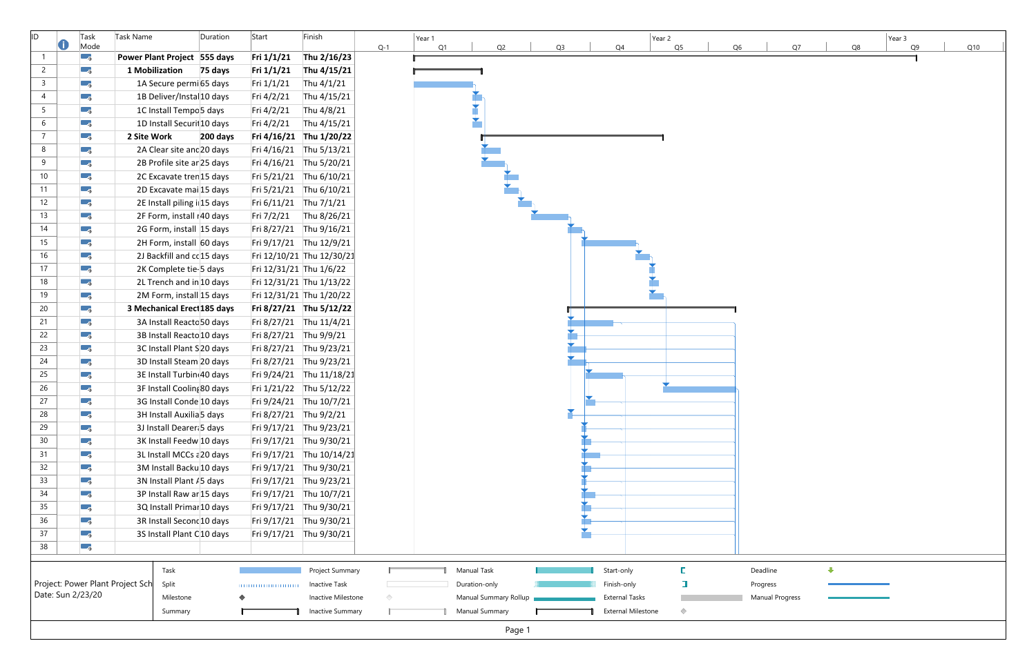| ID | Task Mode | Task Name | Duration | Start | Finish |
|---|---|---|---|---|---|
| 1 | | **Power Plant Project** | **555 days** | **Fri 1/1/21** | **Thu 2/16/23** |
| 2 | | **1 Mobilization** | **75 days** | **Fri 1/1/21** | **Thu 4/15/21** |
| 3 | | 1A Secure permi | 65 days | Fri 1/1/21 | Thu 4/1/21 |
| 4 | | 1B Deliver/Instal | 10 days | Fri 4/2/21 | Thu 4/15/21 |
| 5 | | 1C Install Tempo | 5 days | Fri 4/2/21 | Thu 4/8/21 |
| 6 | | 1D Install Securit | 10 days | Fri 4/2/21 | Thu 4/15/21 |
| 7 | | **2 Site Work** | **200 days** | **Fri 4/16/21** | **Thu 1/20/22** |
| 8 | | 2A Clear site anc | 20 days | Fri 4/16/21 | Thu 5/13/21 |
| 9 | | 2B Profile site ar | 25 days | Fri 4/16/21 | Thu 5/20/21 |
| 10 | | 2C Excavate tren | 15 days | Fri 5/21/21 | Thu 6/10/21 |
| 11 | | 2D Excavate mai | 15 days | Fri 5/21/21 | Thu 6/10/21 |
| 12 | | 2E Install piling i | 15 days | Fri 6/11/21 | Thu 7/1/21 |
| 13 | | 2F Form, install r | 40 days | Fri 7/2/21 | Thu 8/26/21 |
| 14 | | 2G Form, install | 15 days | Fri 8/27/21 | Thu 9/16/21 |
| 15 | | 2H Form, install | 60 days | Fri 9/17/21 | Thu 12/9/21 |
| 16 | | 2J Backfill and cc | 15 days | Fri 12/10/21 | Thu 12/30/21 |
| 17 | | 2K Complete tie- | 5 days | Fri 12/31/21 | Thu 1/6/22 |
| 18 | | 2L Trench and in | 10 days | Fri 12/31/21 | Thu 1/13/22 |
| 19 | | 2M Form, install | 15 days | Fri 12/31/21 | Thu 1/20/22 |
| 20 | | **3 Mechanical Erect** | **185 days** | **Fri 8/27/21** | **Thu 5/12/22** |
| 21 | | 3A Install Reacto | 50 days | Fri 8/27/21 | Thu 11/4/21 |
| 22 | | 3B Install Reacto | 10 days | Fri 8/27/21 | Thu 9/9/21 |
| 23 | | 3C Install Plant S | 20 days | Fri 8/27/21 | Thu 9/23/21 |
| 24 | | 3D Install Steam | 20 days | Fri 8/27/21 | Thu 9/23/21 |
| 25 | | 3E Install Turbin | 40 days | Fri 9/24/21 | Thu 11/18/21 |
| 26 | | 3F Install Coolin | 80 days | Fri 1/21/22 | Thu 5/12/22 |
| 27 | | 3G Install Conde | 10 days | Fri 9/24/21 | Thu 10/7/21 |
| 28 | | 3H Install Auxilia | 5 days | Fri 8/27/21 | Thu 9/2/21 |
| 29 | | 3J Install Dearer | 5 days | Fri 9/17/21 | Thu 9/23/21 |
| 30 | | 3K Install Feedw | 10 days | Fri 9/17/21 | Thu 9/30/21 |
| 31 | | 3L Install MCCs a | 20 days | Fri 9/17/21 | Thu 10/14/21 |
| 32 | | 3M Install Backu | 10 days | Fri 9/17/21 | Thu 9/30/21 |
| 33 | | 3N Install Plant A | 5 days | Fri 9/17/21 | Thu 9/23/21 |
| 34 | | 3P Install Raw ar | 15 days | Fri 9/17/21 | Thu 10/7/21 |
| 35 | | 3Q Install Primar | 10 days | Fri 9/17/21 | Thu 9/30/21 |
| 36 | | 3R Install Second | 10 days | Fri 9/17/21 | Thu 9/30/21 |
| 37 | | 3S Install Plant C | 10 days | Fri 9/17/21 | Thu 9/30/21 |
| 38 | | | | | |

Project: Power Plant Project Sch
Date: Sun 2/23/20

| | | | | |
|---|---|---|---|---|
| Task | Project Summary | Manual Task | Start-only | Deadline |
| Split | Inactive Task | Duration-only | Finish-only | Progress |
| Milestone | Inactive Milestone | Manual Summary Rollup | External Tasks | Manual Progress |
| Summary | Inactive Summary | Manual Summary | External Milestone | |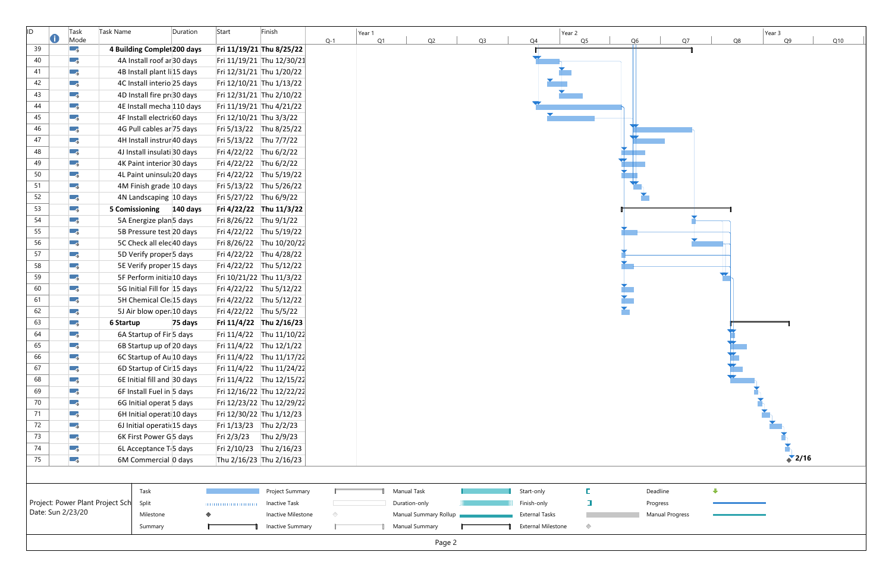| ID | Task Mode | Task Name | Duration | Start | Finish |
|---|---|---|---|---|---|
| 39 | | **4 Building Complet** | **200 days** | **Fri 11/19/21** | **Thu 8/25/22** |
| 40 | | 4A Install roof ar | 30 days | Fri 11/19/21 | Thu 12/30/21 |
| 41 | | 4B Install plant li | 15 days | Fri 12/31/21 | Thu 1/20/22 |
| 42 | | 4C Install interio | 25 days | Fri 12/10/21 | Thu 1/13/22 |
| 43 | | 4D Install fire pr | 30 days | Fri 12/31/21 | Thu 2/10/22 |
| 44 | | 4E Install mecha | 110 days | Fri 11/19/21 | Thu 4/21/22 |
| 45 | | 4F Install electric | 60 days | Fri 12/10/21 | Thu 3/3/22 |
| 46 | | 4G Pull cables ar | 75 days | Fri 5/13/22 | Thu 8/25/22 |
| 47 | | 4H Install instrur | 40 days | Fri 5/13/22 | Thu 7/7/22 |
| 48 | | 4J Install insulati | 30 days | Fri 4/22/22 | Thu 6/2/22 |
| 49 | | 4K Paint interior | 30 days | Fri 4/22/22 | Thu 6/2/22 |
| 50 | | 4L Paint uninsula | 20 days | Fri 4/22/22 | Thu 5/19/22 |
| 51 | | 4M Finish grade | 10 days | Fri 5/13/22 | Thu 5/26/22 |
| 52 | | 4N Landscaping | 10 days | Fri 5/27/22 | Thu 6/9/22 |
| 53 | | **5 Comissioning** | **140 days** | **Fri 4/22/22** | **Thu 11/3/22** |
| 54 | | 5A Energize plan | 5 days | Fri 8/26/22 | Thu 9/1/22 |
| 55 | | 5B Pressure test | 20 days | Fri 4/22/22 | Thu 5/19/22 |
| 56 | | 5C Check all elec | 40 days | Fri 8/26/22 | Thu 10/20/22 |
| 57 | | 5D Verify proper | 5 days | Fri 4/22/22 | Thu 4/28/22 |
| 58 | | 5E Verify proper | 15 days | Fri 4/22/22 | Thu 5/12/22 |
| 59 | | 5F Perform initia | 10 days | Fri 10/21/22 | Thu 11/3/22 |
| 60 | | 5G Initial Fill for | 15 days | Fri 4/22/22 | Thu 5/12/22 |
| 61 | | 5H Chemical Cle | 15 days | Fri 4/22/22 | Thu 5/12/22 |
| 62 | | 5J Air blow oper | 10 days | Fri 4/22/22 | Thu 5/5/22 |
| 63 | | **6 Startup** | **75 days** | **Fri 11/4/22** | **Thu 2/16/23** |
| 64 | | 6A Startup of Fir | 5 days | Fri 11/4/22 | Thu 11/10/22 |
| 65 | | 6B Startup up of | 20 days | Fri 11/4/22 | Thu 12/1/22 |
| 66 | | 6C Startup of Au | 10 days | Fri 11/4/22 | Thu 11/17/22 |
| 67 | | 6D Startup of Cir | 15 days | Fri 11/4/22 | Thu 11/24/22 |
| 68 | | 6E Initial fill and | 30 days | Fri 11/4/22 | Thu 12/15/22 |
| 69 | | 6F Install Fuel in | 5 days | Fri 12/16/22 | Thu 12/22/22 |
| 70 | | 6G Initial operat | 5 days | Fri 12/23/22 | Thu 12/29/22 |
| 71 | | 6H Initial operat | 10 days | Fri 12/30/22 | Thu 1/12/23 |
| 72 | | 6J Initial operatio | 15 days | Fri 1/13/23 | Thu 2/2/23 |
| 73 | | 6K First Power G | 5 days | Fri 2/3/23 | Thu 2/9/23 |
| 74 | | 6L Acceptance T | 5 days | Fri 2/10/23 | Thu 2/16/23 |
| 75 | | 6M Commercial | 0 days | Thu 2/16/23 | Thu 2/16/23 |

Year 1 | Year 2 | Year 3

Q-1 Q1 Q2 Q3 Q4 Q5 Q6 Q7 Q8 Q9 Q10

2/16

Project: Power Plant Project Sch
Date: Sun 2/23/20

Task | Split | Milestone | Summary | Project Summary | Inactive Task | Inactive Milestone | Inactive Summary | Manual Task | Duration-only | Manual Summary Rollup | Manual Summary | Start-only | Finish-only | External Tasks | External Milestone | Deadline | Progress | Manual Progress